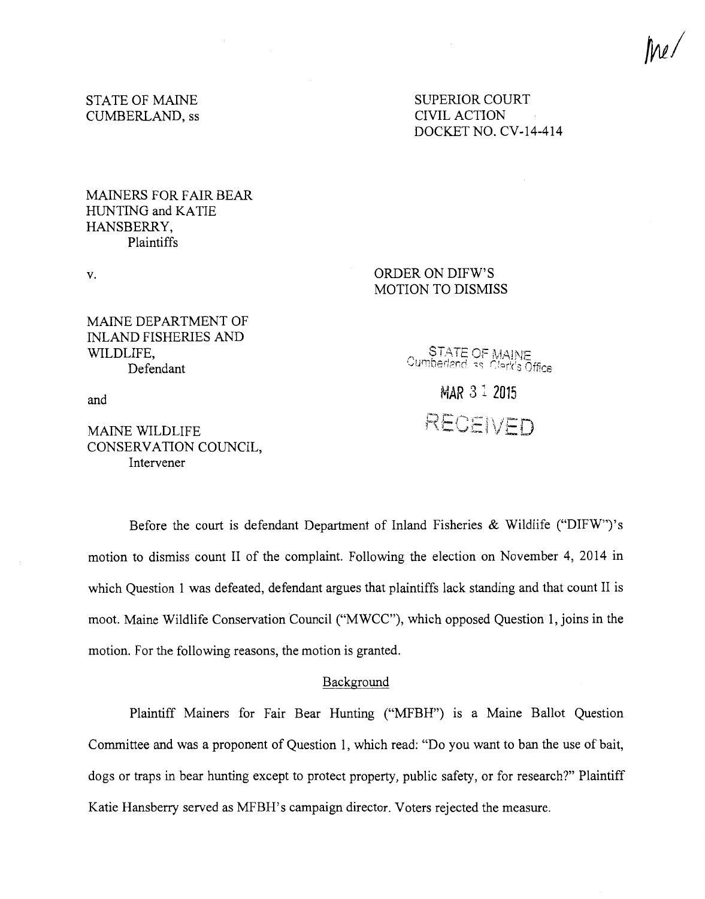STATE OF MAINE
CUMBERLAND, ss

SUPERIOR COURT
CIVIL ACTION
DOCKET NO. CV-14-414

MAINERS FOR FAIR BEAR HUNTING and KATIE HANSBERRY,
Plaintiffs

v.

MAINE DEPARTMENT OF INLAND FISHERIES AND WILDLIFE,
Defendant

and

MAINE WILDLIFE CONSERVATION COUNCIL,
Intervener

ORDER ON DIFW'S MOTION TO DISMISS

STATE OF MAINE
Cumberland, ss, Clerk's Office

MAR 31 2015

RECEIVED

Before the court is defendant Department of Inland Fisheries & Wildlife ("DIFW")'s motion to dismiss count II of the complaint. Following the election on November 4, 2014 in which Question 1 was defeated, defendant argues that plaintiffs lack standing and that count II is moot. Maine Wildlife Conservation Council ("MWCC"), which opposed Question 1, joins in the motion. For the following reasons, the motion is granted.

## Background

Plaintiff Mainers for Fair Bear Hunting ("MFBH") is a Maine Ballot Question Committee and was a proponent of Question 1, which read: "Do you want to ban the use of bait, dogs or traps in bear hunting except to protect property, public safety, or for research?" Plaintiff Katie Hansberry served as MFBH's campaign director. Voters rejected the measure.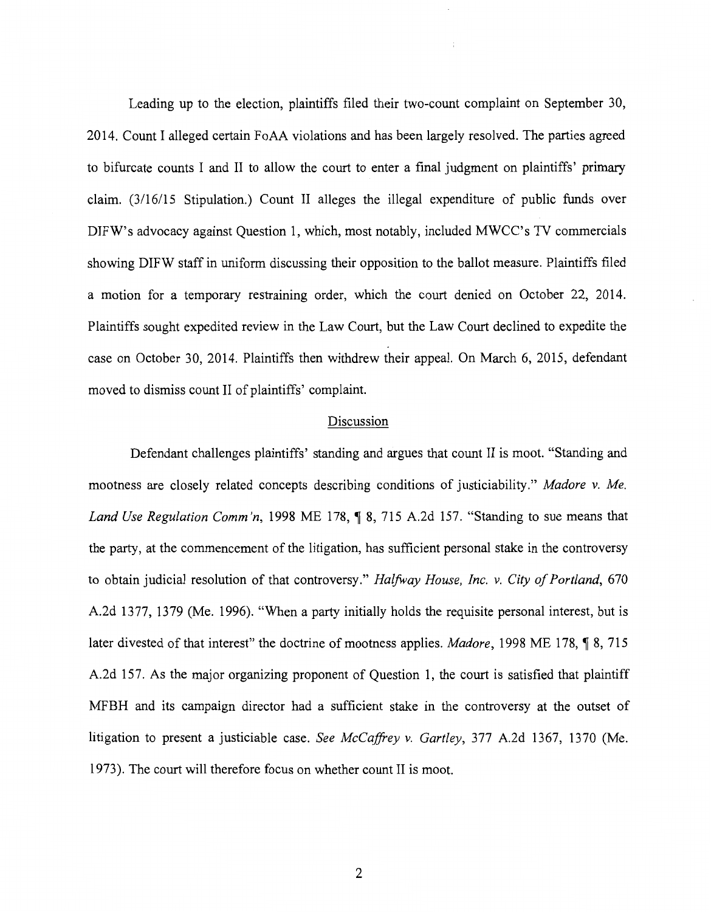Leading up to the election, plaintiffs filed their two-count complaint on September 30, 2014. Count I alleged certain FoAA violations and has been largely resolved. The parties agreed to bifurcate counts I and II to allow the court to enter a final judgment on plaintiffs' primary claim. (3/16/15 Stipulation.) Count II alleges the illegal expenditure of public funds over DIFW's advocacy against Question 1, which, most notably, included MWCC's TV commercials showing DIFW staff in uniform discussing their opposition to the ballot measure. Plaintiffs filed a motion for a temporary restraining order, which the court denied on October 22, 2014. Plaintiffs sought expedited review in the Law Court, but the Law Court declined to expedite the case on October 30, 2014. Plaintiffs then withdrew their appeal. On March 6, 2015, defendant moved to dismiss count II of plaintiffs' complaint.

## Discussion

Defendant challenges plaintiffs' standing and argues that count II is moot. "Standing and mootness are closely related concepts describing conditions of justiciability." *Madore v. Me. Land Use Regulation Comm'n*, 1998 ME 178, ¶ 8, 715 A.2d 157. "Standing to sue means that the party, at the commencement of the litigation, has sufficient personal stake in the controversy to obtain judicial resolution of that controversy." *Halfway House, Inc. v. City of Portland*, 670 A.2d 1377, 1379 (Me. 1996). "When a party initially holds the requisite personal interest, but is later divested of that interest" the doctrine of mootness applies. *Madore*, 1998 ME 178, ¶ 8, 715 A.2d 157. As the major organizing proponent of Question 1, the court is satisfied that plaintiff MFBH and its campaign director had a sufficient stake in the controversy at the outset of litigation to present a justiciable case. *See McCaffrey v. Gartley*, 377 A.2d 1367, 1370 (Me. 1973). The court will therefore focus on whether count II is moot.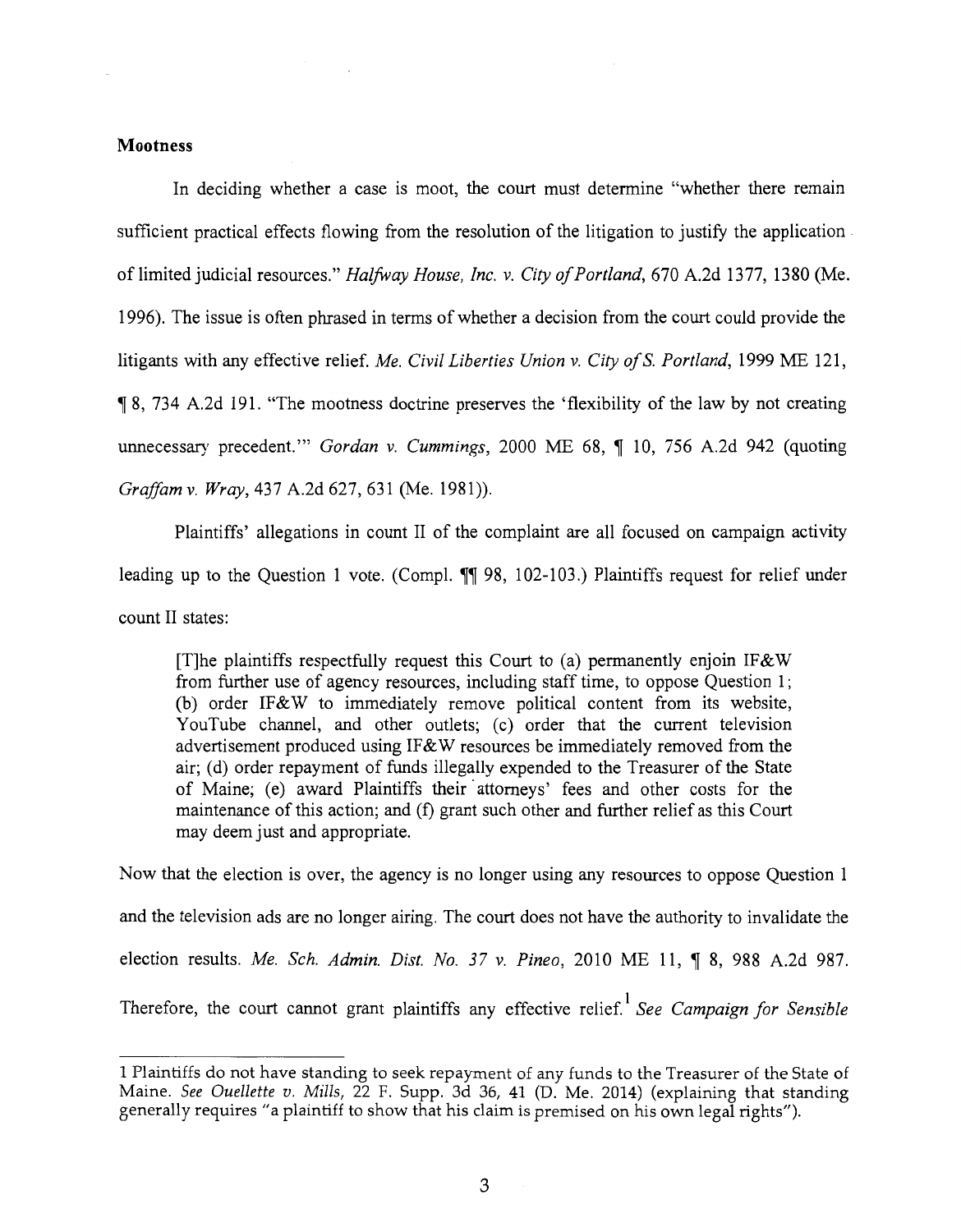**Mootness**

In deciding whether a case is moot, the court must determine "whether there remain sufficient practical effects flowing from the resolution of the litigation to justify the application of limited judicial resources." *Halfway House, Inc. v. City of Portland*, 670 A.2d 1377, 1380 (Me. 1996). The issue is often phrased in terms of whether a decision from the court could provide the litigants with any effective relief. *Me. Civil Liberties Union v. City of S. Portland*, 1999 ME 121, ¶ 8, 734 A.2d 191. "The mootness doctrine preserves the 'flexibility of the law by not creating unnecessary precedent.'" *Gordan v. Cummings*, 2000 ME 68, ¶ 10, 756 A.2d 942 (quoting *Graffam v. Wray*, 437 A.2d 627, 631 (Me. 1981)).

Plaintiffs' allegations in count II of the complaint are all focused on campaign activity leading up to the Question 1 vote. (Compl. ¶¶ 98, 102-103.) Plaintiffs request for relief under count II states:

> [T]he plaintiffs respectfully request this Court to (a) permanently enjoin IF&W from further use of agency resources, including staff time, to oppose Question 1; (b) order IF&W to immediately remove political content from its website, YouTube channel, and other outlets; (c) order that the current television advertisement produced using IF&W resources be immediately removed from the air; (d) order repayment of funds illegally expended to the Treasurer of the State of Maine; (e) award Plaintiffs their attorneys' fees and other costs for the maintenance of this action; and (f) grant such other and further relief as this Court may deem just and appropriate.

Now that the election is over, the agency is no longer using any resources to oppose Question 1 and the television ads are no longer airing. The court does not have the authority to invalidate the election results. *Me. Sch. Admin. Dist. No. 37 v. Pineo*, 2010 ME 11, ¶ 8, 988 A.2d 987. Therefore, the court cannot grant plaintiffs any effective relief.[1] *See Campaign for Sensible*

---

[1] Plaintiffs do not have standing to seek repayment of any funds to the Treasurer of the State of Maine. *See Ouellette v. Mills*, 22 F. Supp. 3d 36, 41 (D. Me. 2014) (explaining that standing generally requires "a plaintiff to show that his claim is premised on his own legal rights").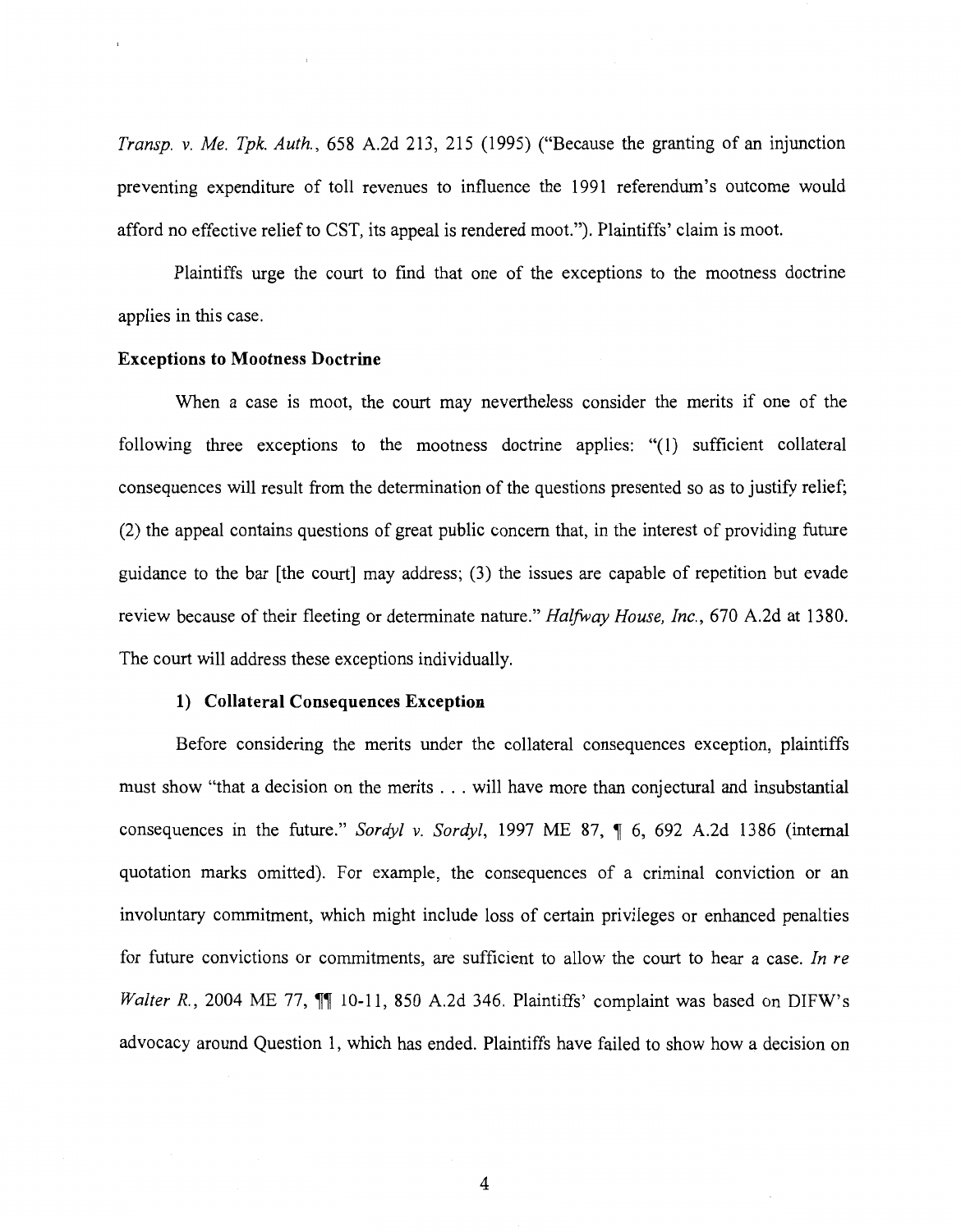*Transp. v. Me. Tpk. Auth.*, 658 A.2d 213, 215 (1995) ("Because the granting of an injunction preventing expenditure of toll revenues to influence the 1991 referendum's outcome would afford no effective relief to CST, its appeal is rendered moot."). Plaintiffs' claim is moot.

Plaintiffs urge the court to find that one of the exceptions to the mootness doctrine applies in this case.

**Exceptions to Mootness Doctrine**

When a case is moot, the court may nevertheless consider the merits if one of the following three exceptions to the mootness doctrine applies: "(1) sufficient collateral consequences will result from the determination of the questions presented so as to justify relief; (2) the appeal contains questions of great public concern that, in the interest of providing future guidance to the bar [the court] may address; (3) the issues are capable of repetition but evade review because of their fleeting or determinate nature." *Halfway House, Inc.*, 670 A.2d at 1380. The court will address these exceptions individually.

**1) Collateral Consequences Exception**

Before considering the merits under the collateral consequences exception, plaintiffs must show "that a decision on the merits . . . will have more than conjectural and insubstantial consequences in the future." *Sordyl v. Sordyl*, 1997 ME 87, ¶ 6, 692 A.2d 1386 (internal quotation marks omitted). For example, the consequences of a criminal conviction or an involuntary commitment, which might include loss of certain privileges or enhanced penalties for future convictions or commitments, are sufficient to allow the court to hear a case. *In re Walter R.*, 2004 ME 77, ¶¶ 10-11, 850 A.2d 346. Plaintiffs' complaint was based on DIFW's advocacy around Question 1, which has ended. Plaintiffs have failed to show how a decision on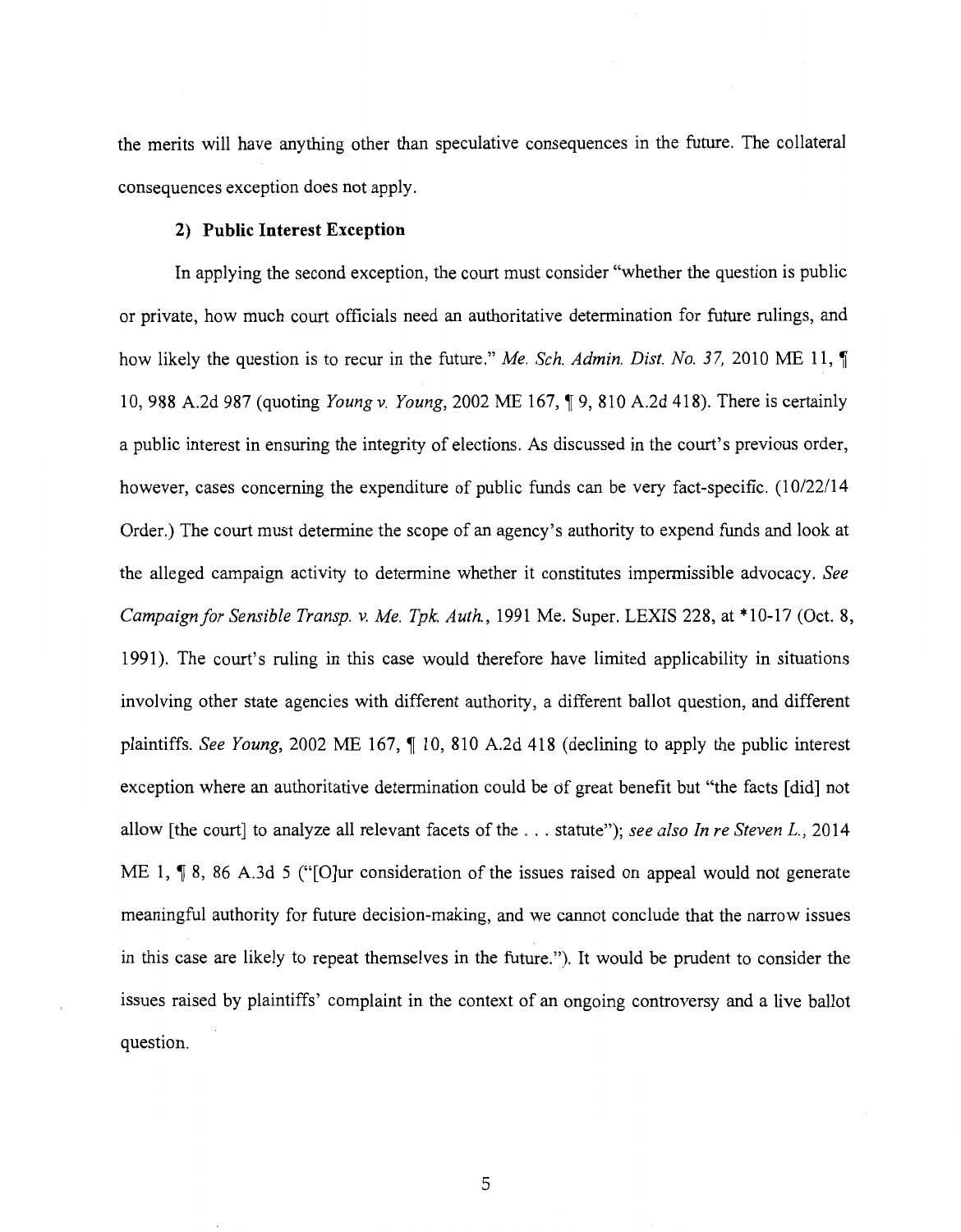the merits will have anything other than speculative consequences in the future. The collateral consequences exception does not apply.

**2) Public Interest Exception**

In applying the second exception, the court must consider "whether the question is public or private, how much court officials need an authoritative determination for future rulings, and how likely the question is to recur in the future." *Me. Sch. Admin. Dist. No. 37,* 2010 ME 11, ¶ 10, 988 A.2d 987 (quoting *Young v. Young*, 2002 ME 167, ¶ 9, 810 A.2d 418). There is certainly a public interest in ensuring the integrity of elections. As discussed in the court's previous order, however, cases concerning the expenditure of public funds can be very fact-specific. (10/22/14 Order.) The court must determine the scope of an agency's authority to expend funds and look at the alleged campaign activity to determine whether it constitutes impermissible advocacy. *See Campaign for Sensible Transp. v. Me. Tpk. Auth.*, 1991 Me. Super. LEXIS 228, at *10-17 (Oct. 8, 1991). The court's ruling in this case would therefore have limited applicability in situations involving other state agencies with different authority, a different ballot question, and different plaintiffs. *See Young*, 2002 ME 167, ¶ 10, 810 A.2d 418 (declining to apply the public interest exception where an authoritative determination could be of great benefit but "the facts [did] not allow [the court] to analyze all relevant facets of the . . . statute"); *see also In re Steven L.*, 2014 ME 1, ¶ 8, 86 A.3d 5 ("[O]ur consideration of the issues raised on appeal would not generate meaningful authority for future decision-making, and we cannot conclude that the narrow issues in this case are likely to repeat themselves in the future."). It would be prudent to consider the issues raised by plaintiffs' complaint in the context of an ongoing controversy and a live ballot question.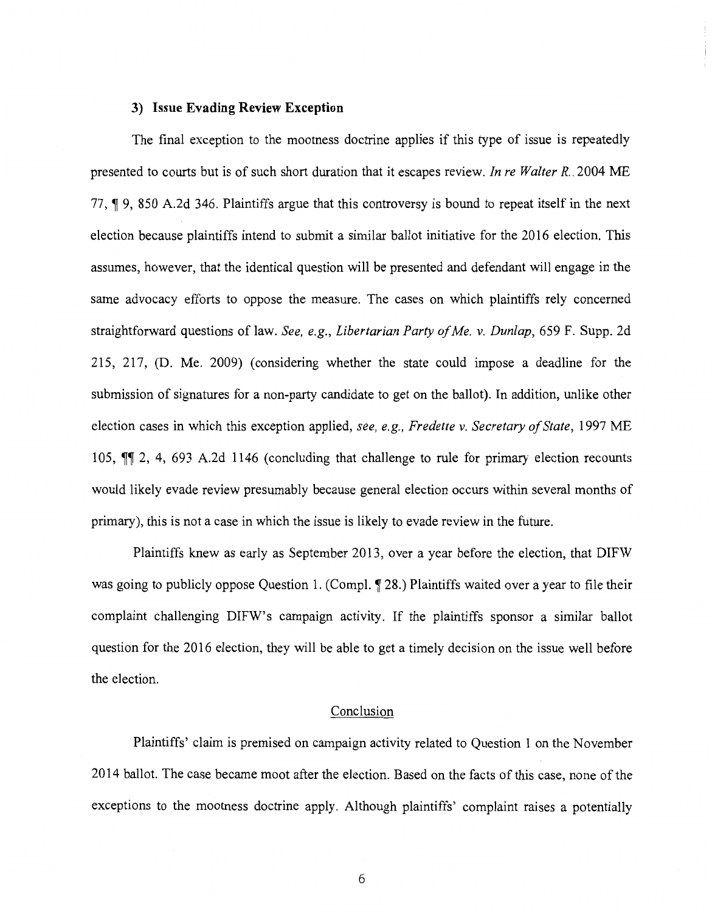### 3) Issue Evading Review Exception

The final exception to the mootness doctrine applies if this type of issue is repeatedly presented to courts but is of such short duration that it escapes review. *In re Walter R.*. 2004 ME 77, ¶ 9, 850 A.2d 346. Plaintiffs argue that this controversy is bound to repeat itself in the next election because plaintiffs intend to submit a similar ballot initiative for the 2016 election. This assumes, however, that the identical question will be presented and defendant will engage in the same advocacy efforts to oppose the measure. The cases on which plaintiffs rely concerned straightforward questions of law. *See, e.g., Libertarian Party of Me. v. Dunlap*, 659 F. Supp. 2d 215, 217, (D. Me. 2009) (considering whether the state could impose a deadline for the submission of signatures for a non-party candidate to get on the ballot). In addition, unlike other election cases in which this exception applied, *see, e.g., Fredette v. Secretary of State*, 1997 ME 105, ¶¶ 2, 4, 693 A.2d 1146 (concluding that challenge to rule for primary election recounts would likely evade review presumably because general election occurs within several months of primary), this is not a case in which the issue is likely to evade review in the future.

Plaintiffs knew as early as September 2013, over a year before the election, that DIFW was going to publicly oppose Question 1. (Compl. ¶ 28.) Plaintiffs waited over a year to file their complaint challenging DIFW's campaign activity. If the plaintiffs sponsor a similar ballot question for the 2016 election, they will be able to get a timely decision on the issue well before the election.

## Conclusion

Plaintiffs' claim is premised on campaign activity related to Question 1 on the November 2014 ballot. The case became moot after the election. Based on the facts of this case, none of the exceptions to the mootness doctrine apply. Although plaintiffs' complaint raises a potentially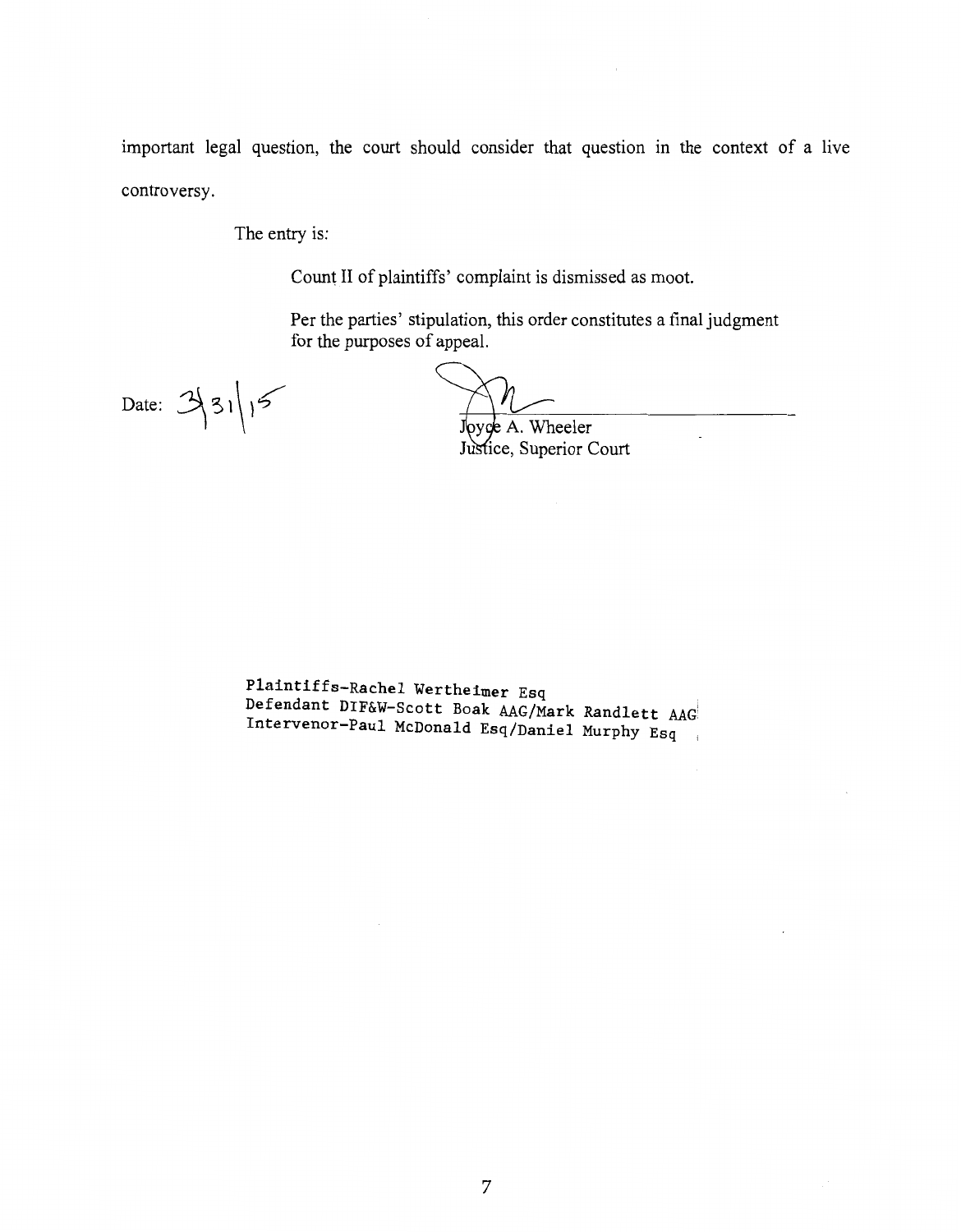important legal question, the court should consider that question in the context of a live controversy.

The entry is:

Count II of plaintiffs' complaint is dismissed as moot.

Per the parties' stipulation, this order constitutes a final judgment for the purposes of appeal.

Date: 3/31/15

Joyce A. Wheeler
Justice, Superior Court

Plaintiffs-Rachel Wertheimer Esq
Defendant DIF&W-Scott Boak AAG/Mark Randlett AAG
Intervenor-Paul McDonald Esq/Daniel Murphy Esq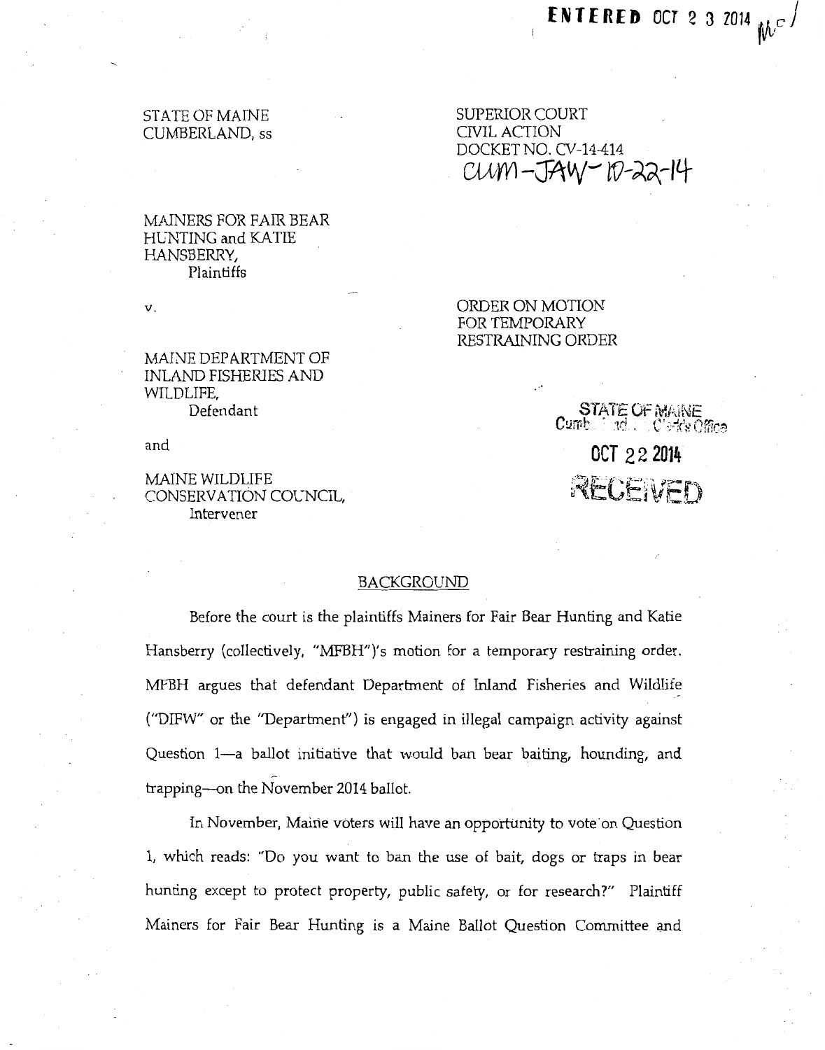ENTERED OCT 2 3 2014

STATE OF MAINE
CUMBERLAND, ss

SUPERIOR COURT
CIVIL ACTION
DOCKET NO. CV-14-414
CUM-JAW-10-22-14

MAINERS FOR FAIR BEAR HUNTING and KATIE HANSBERRY,
Plaintiffs

v.

MAINE DEPARTMENT OF INLAND FISHERIES AND WILDLIFE,
Defendant

and

MAINE WILDLIFE CONSERVATION COUNCIL,
Intervener

ORDER ON MOTION FOR TEMPORARY RESTRAINING ORDER

STATE OF MAINE
Cumberland, Clerk's Office
OCT 22 2014
RECEIVED

## BACKGROUND

Before the court is the plaintiffs Mainers for Fair Bear Hunting and Katie Hansberry (collectively, "MFBH")'s motion for a temporary restraining order. MFBH argues that defendant Department of Inland Fisheries and Wildlife ("DIFW" or the "Department") is engaged in illegal campaign activity against Question 1—a ballot initiative that would ban bear baiting, hounding, and trapping—on the November 2014 ballot.

In November, Maine voters will have an opportunity to vote on Question 1, which reads: "Do you want to ban the use of bait, dogs or traps in bear hunting except to protect property, public safety, or for research?" Plaintiff Mainers for Fair Bear Hunting is a Maine Ballot Question Committee and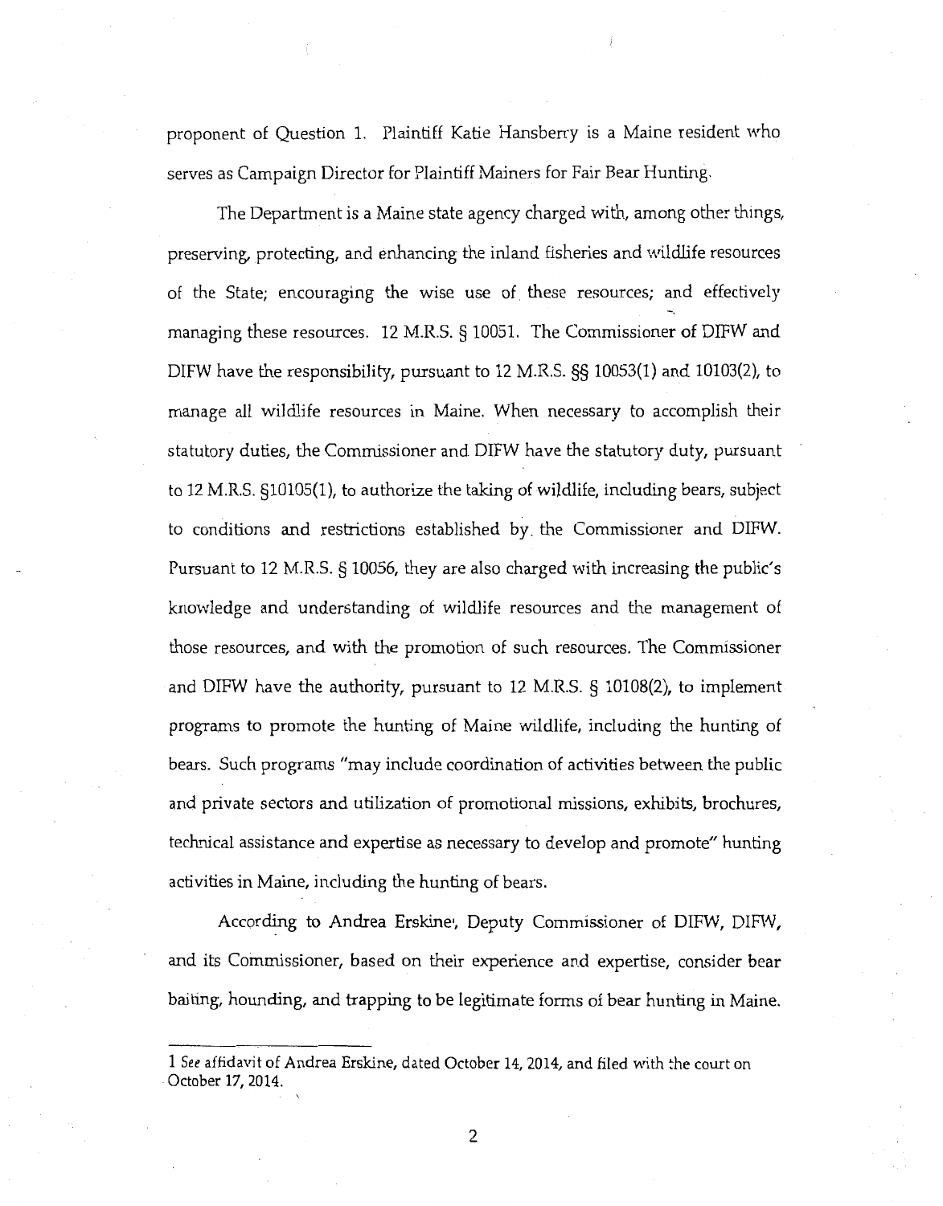proponent of Question 1. Plaintiff Katie Hansberry is a Maine resident who serves as Campaign Director for Plaintiff Mainers for Fair Bear Hunting.

The Department is a Maine state agency charged with, among other things, preserving, protecting, and enhancing the inland fisheries and wildlife resources of the State; encouraging the wise use of these resources; and effectively managing these resources. 12 M.R.S. § 10051. The Commissioner of DIFW and DIFW have the responsibility, pursuant to 12 M.R.S. §§ 10053(1) and 10103(2), to manage all wildlife resources in Maine. When necessary to accomplish their statutory duties, the Commissioner and DIFW have the statutory duty, pursuant to 12 M.R.S. §10105(1), to authorize the taking of wildlife, including bears, subject to conditions and restrictions established by the Commissioner and DIFW. Pursuant to 12 M.R.S. § 10056, they are also charged with increasing the public's knowledge and understanding of wildlife resources and the management of those resources, and with the promotion of such resources. The Commissioner and DIFW have the authority, pursuant to 12 M.R.S. § 10108(2), to implement programs to promote the hunting of Maine wildlife, including the hunting of bears. Such programs "may include coordination of activities between the public and private sectors and utilization of promotional missions, exhibits, brochures, technical assistance and expertise as necessary to develop and promote" hunting activities in Maine, including the hunting of bears.

According to Andrea Erskine[1], Deputy Commissioner of DIFW, DIFW, and its Commissioner, based on their experience and expertise, consider bear baiting, hounding, and trapping to be legitimate forms of bear hunting in Maine.

---

1 *See* affidavit of Andrea Erskine, dated October 14, 2014, and filed with the court on October 17, 2014.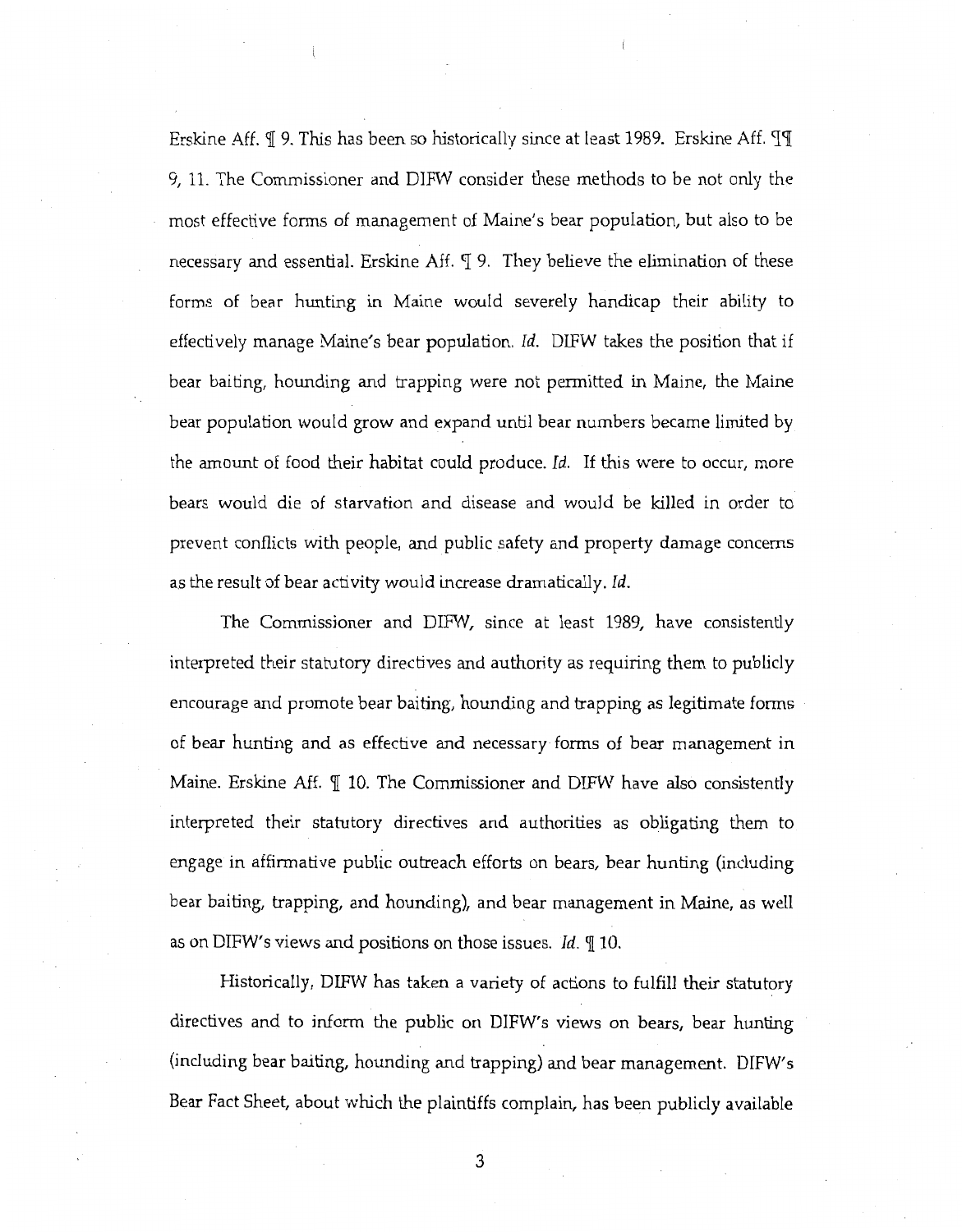Erskine Aff. ¶ 9. This has been so historically since at least 1989. Erskine Aff. ¶¶ 9, 11. The Commissioner and DIFW consider these methods to be not only the most effective forms of management of Maine's bear population, but also to be necessary and essential. Erskine Aff. ¶ 9. They believe the elimination of these forms of bear hunting in Maine would severely handicap their ability to effectively manage Maine's bear population. *Id.* DIFW takes the position that if bear baiting, hounding and trapping were not permitted in Maine, the Maine bear population would grow and expand until bear numbers became limited by the amount of food their habitat could produce. *Id.* If this were to occur, more bears would die of starvation and disease and would be killed in order to prevent conflicts with people, and public safety and property damage concerns as the result of bear activity would increase dramatically. *Id.*

The Commissioner and DIFW, since at least 1989, have consistently interpreted their statutory directives and authority as requiring them to publicly encourage and promote bear baiting, hounding and trapping as legitimate forms of bear hunting and as effective and necessary forms of bear management in Maine. Erskine Aff. ¶ 10. The Commissioner and DIFW have also consistently interpreted their statutory directives and authorities as obligating them to engage in affirmative public outreach efforts on bears, bear hunting (including bear baiting, trapping, and hounding), and bear management in Maine, as well as on DIFW's views and positions on those issues. *Id.* ¶ 10.

Historically, DIFW has taken a variety of actions to fulfill their statutory directives and to inform the public on DIFW's views on bears, bear hunting (including bear baiting, hounding and trapping) and bear management. DIFW's Bear Fact Sheet, about which the plaintiffs complain, has been publicly available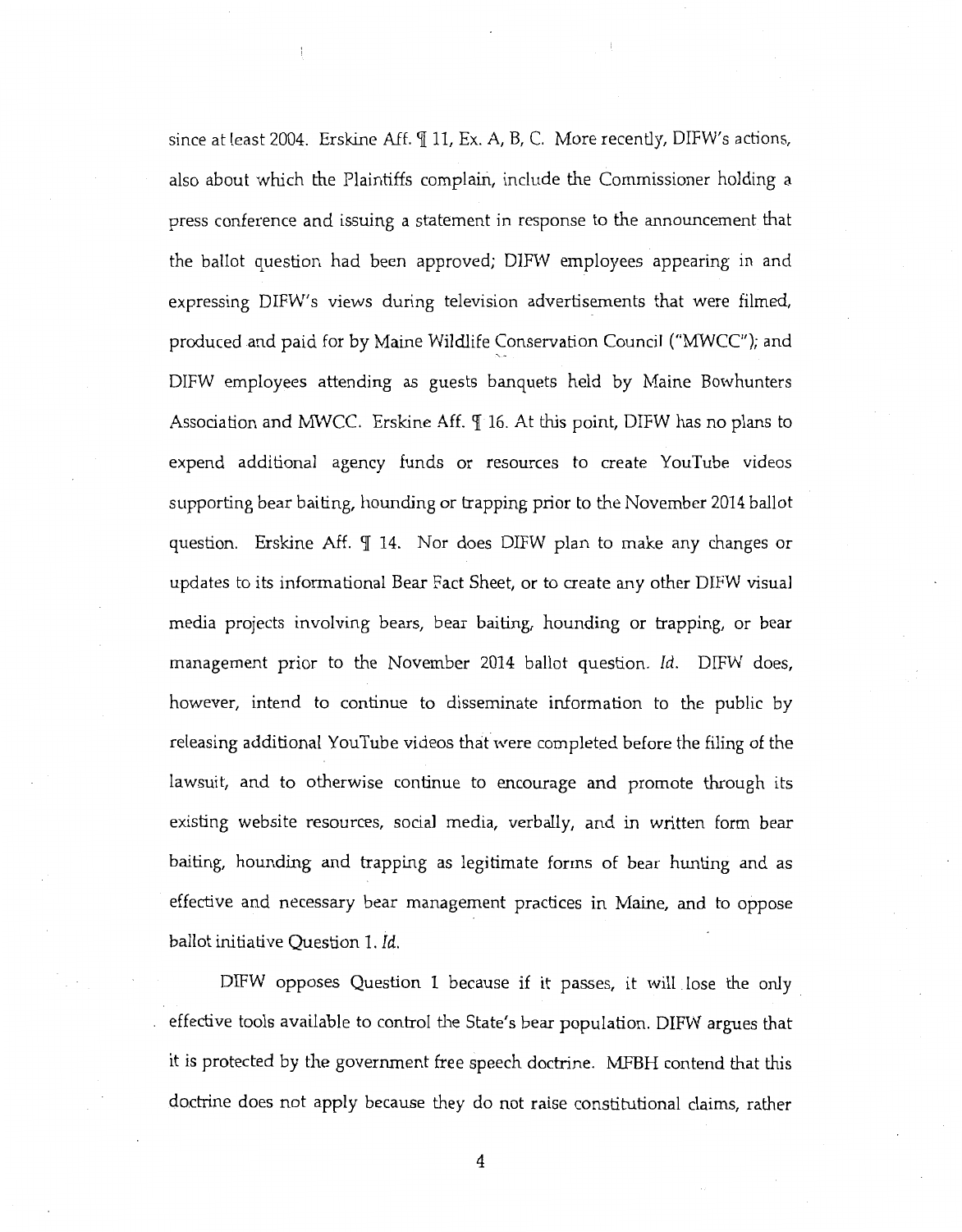since at least 2004. Erskine Aff. ¶ 11, Ex. A, B, C. More recently, DIFW's actions, also about which the Plaintiffs complain, include the Commissioner holding a press conference and issuing a statement in response to the announcement that the ballot question had been approved; DIFW employees appearing in and expressing DIFW's views during television advertisements that were filmed, produced and paid for by Maine Wildlife Conservation Council ("MWCC"); and DIFW employees attending as guests banquets held by Maine Bowhunters Association and MWCC. Erskine Aff. ¶ 16. At this point, DIFW has no plans to expend additional agency funds or resources to create YouTube videos supporting bear baiting, hounding or trapping prior to the November 2014 ballot question. Erskine Aff. ¶ 14. Nor does DIFW plan to make any changes or updates to its informational Bear Fact Sheet, or to create any other DIFW visual media projects involving bears, bear baiting, hounding or trapping, or bear management prior to the November 2014 ballot question. *Id.* DIFW does, however, intend to continue to disseminate information to the public by releasing additional YouTube videos that were completed before the filing of the lawsuit, and to otherwise continue to encourage and promote through its existing website resources, social media, verbally, and in written form bear baiting, hounding and trapping as legitimate forms of bear hunting and as effective and necessary bear management practices in Maine, and to oppose ballot initiative Question 1. *Id.*

DIFW opposes Question 1 because if it passes, it will lose the only effective tools available to control the State's bear population. DIFW argues that it is protected by the government free speech doctrine. MFBH contend that this doctrine does not apply because they do not raise constitutional claims, rather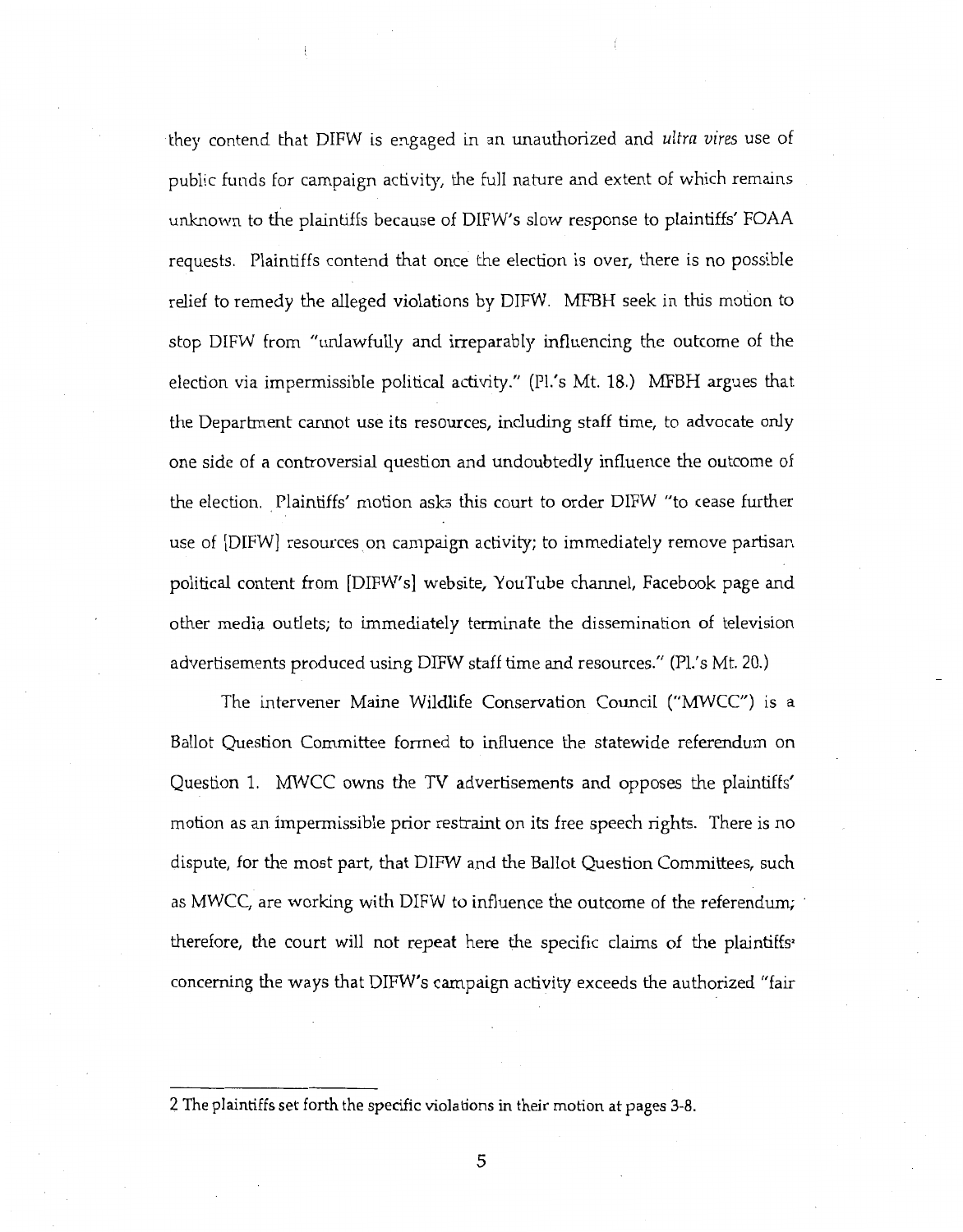they contend that DIFW is engaged in an unauthorized and *ultra vires* use of public funds for campaign activity, the full nature and extent of which remains unknown to the plaintiffs because of DIFW's slow response to plaintiffs' FOAA requests. Plaintiffs contend that once the election is over, there is no possible relief to remedy the alleged violations by DIFW. MFBH seek in this motion to stop DIFW from "unlawfully and irreparably influencing the outcome of the election via impermissible political activity." (Pl.'s Mt. 18.) MFBH argues that the Department cannot use its resources, including staff time, to advocate only one side of a controversial question and undoubtedly influence the outcome of the election. Plaintiffs' motion asks this court to order DIFW "to cease further use of [DIFW] resources on campaign activity; to immediately remove partisan political content from [DIFW's] website, YouTube channel, Facebook page and other media outlets; to immediately terminate the dissemination of television advertisements produced using DIFW staff time and resources." (Pl.'s Mt. 20.)

The intervener Maine Wildlife Conservation Council ("MWCC") is a Ballot Question Committee formed to influence the statewide referendum on Question 1. MWCC owns the TV advertisements and opposes the plaintiffs' motion as an impermissible prior restraint on its free speech rights. There is no dispute, for the most part, that DIFW and the Ballot Question Committees, such as MWCC, are working with DIFW to influence the outcome of the referendum; therefore, the court will not repeat here the specific claims of the plaintiffs[2] concerning the ways that DIFW's campaign activity exceeds the authorized "fair

---

2 The plaintiffs set forth the specific violations in their motion at pages 3-8.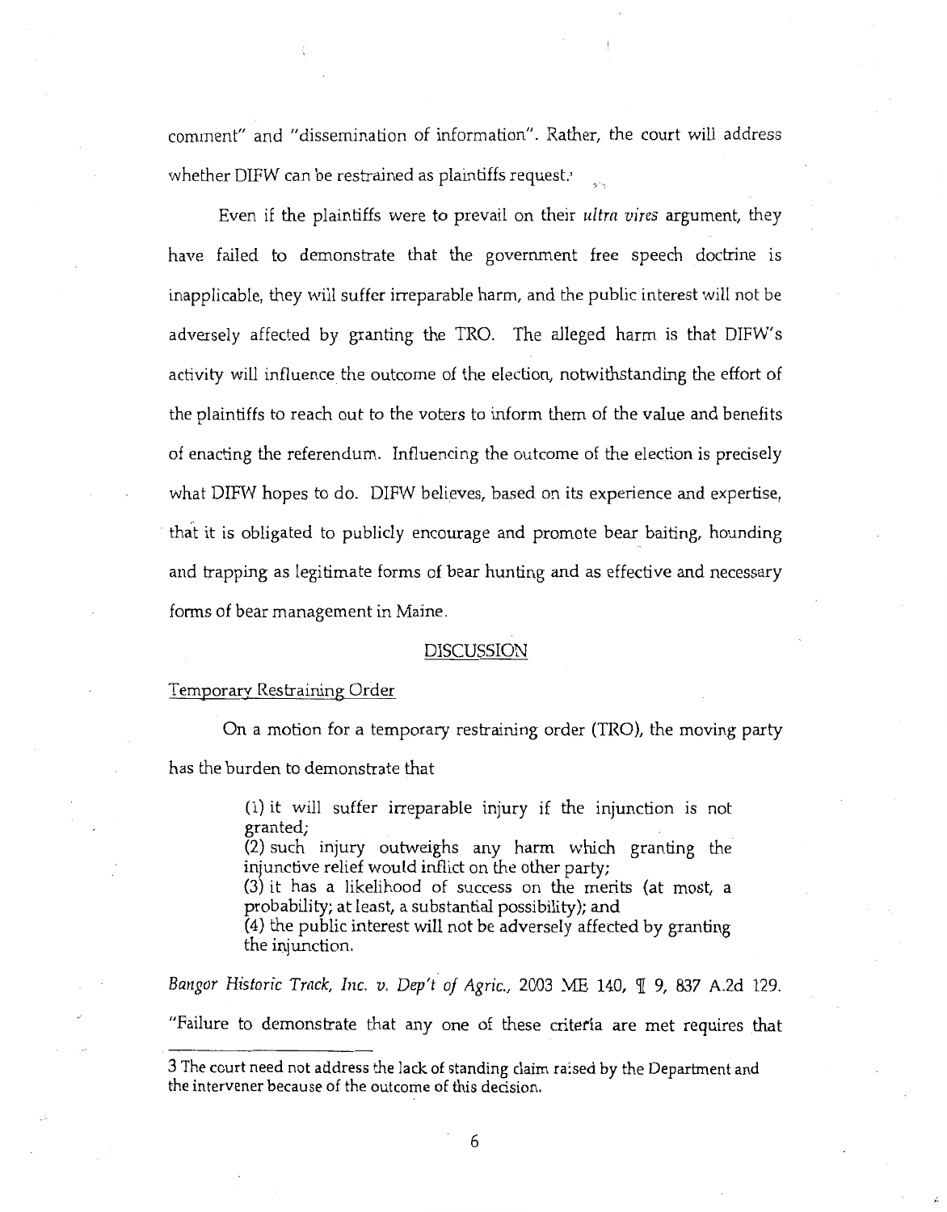comment" and "dissemination of information". Rather, the court will address whether DIFW can be restrained as plaintiffs request.[3]

Even if the plaintiffs were to prevail on their *ultra vires* argument, they have failed to demonstrate that the government free speech doctrine is inapplicable, they will suffer irreparable harm, and the public interest will not be adversely affected by granting the TRO. The alleged harm is that DIFW's activity will influence the outcome of the election, notwithstanding the effort of the plaintiffs to reach out to the voters to inform them of the value and benefits of enacting the referendum. Influencing the outcome of the election is precisely what DIFW hopes to do. DIFW believes, based on its experience and expertise, that it is obligated to publicly encourage and promote bear baiting, hounding and trapping as legitimate forms of bear hunting and as effective and necessary forms of bear management in Maine.

## DISCUSSION

### Temporary Restraining Order

On a motion for a temporary restraining order (TRO), the moving party has the burden to demonstrate that

> (1) it will suffer irreparable injury if the injunction is not granted;
> (2) such injury outweighs any harm which granting the injunctive relief would inflict on the other party;
> (3) it has a likelihood of success on the merits (at most, a probability; at least, a substantial possibility); and
> (4) the public interest will not be adversely affected by granting the injunction.

*Bangor Historic Track, Inc. v. Dep't of Agric.*, 2003 ME 140, ¶ 9, 837 A.2d 129. "Failure to demonstrate that any one of these criteria are met requires that

---

3 The court need not address the lack of standing claim raised by the Department and the intervener because of the outcome of this decision.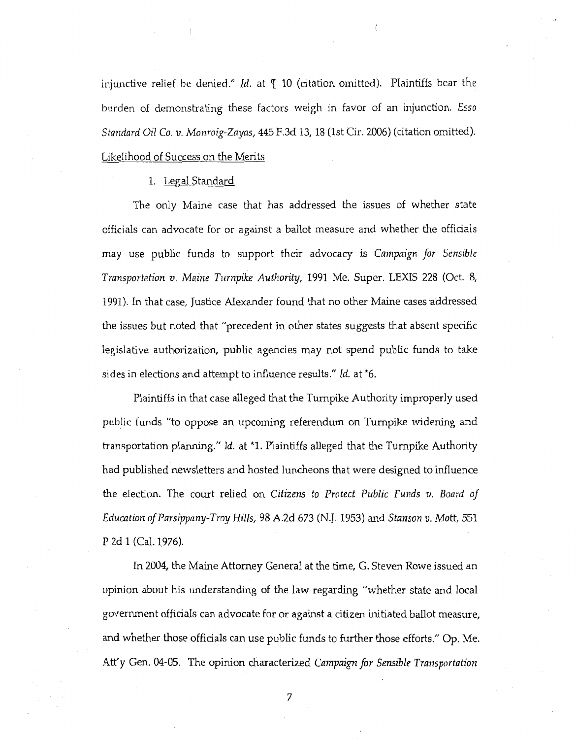injunctive relief be denied." *Id.* at ¶ 10 (citation omitted). Plaintiffs bear the burden of demonstrating these factors weigh in favor of an injunction. *Esso Standard Oil Co. v. Monroig-Zayas*, 445 F.3d 13, 18 (1st Cir. 2006) (citation omitted).

Likelihood of Success on the Merits

1. Legal Standard

The only Maine case that has addressed the issues of whether state officials can advocate for or against a ballot measure and whether the officials may use public funds to support their advocacy is *Campaign for Sensible Transportation v. Maine Turnpike Authority*, 1991 Me. Super. LEXIS 228 (Oct. 8, 1991). In that case, Justice Alexander found that no other Maine cases addressed the issues but noted that "precedent in other states suggests that absent specific legislative authorization, public agencies may not spend public funds to take sides in elections and attempt to influence results." *Id.* at *6.

Plaintiffs in that case alleged that the Turnpike Authority improperly used public funds "to oppose an upcoming referendum on Turnpike widening and transportation planning." *Id.* at *1. Plaintiffs alleged that the Turnpike Authority had published newsletters and hosted luncheons that were designed to influence the election. The court relied on *Citizens to Protect Public Funds v. Board of Education of Parsippany-Troy Hills*, 98 A.2d 673 (N.J. 1953) and *Stanson v. Mott*, 551 P.2d 1 (Cal. 1976).

In 2004, the Maine Attorney General at the time, G. Steven Rowe issued an opinion about his understanding of the law regarding "whether state and local government officials can advocate for or against a citizen initiated ballot measure, and whether those officials can use public funds to further those efforts." Op. Me. Att'y Gen. 04-05. The opinion characterized *Campaign for Sensible Transportation*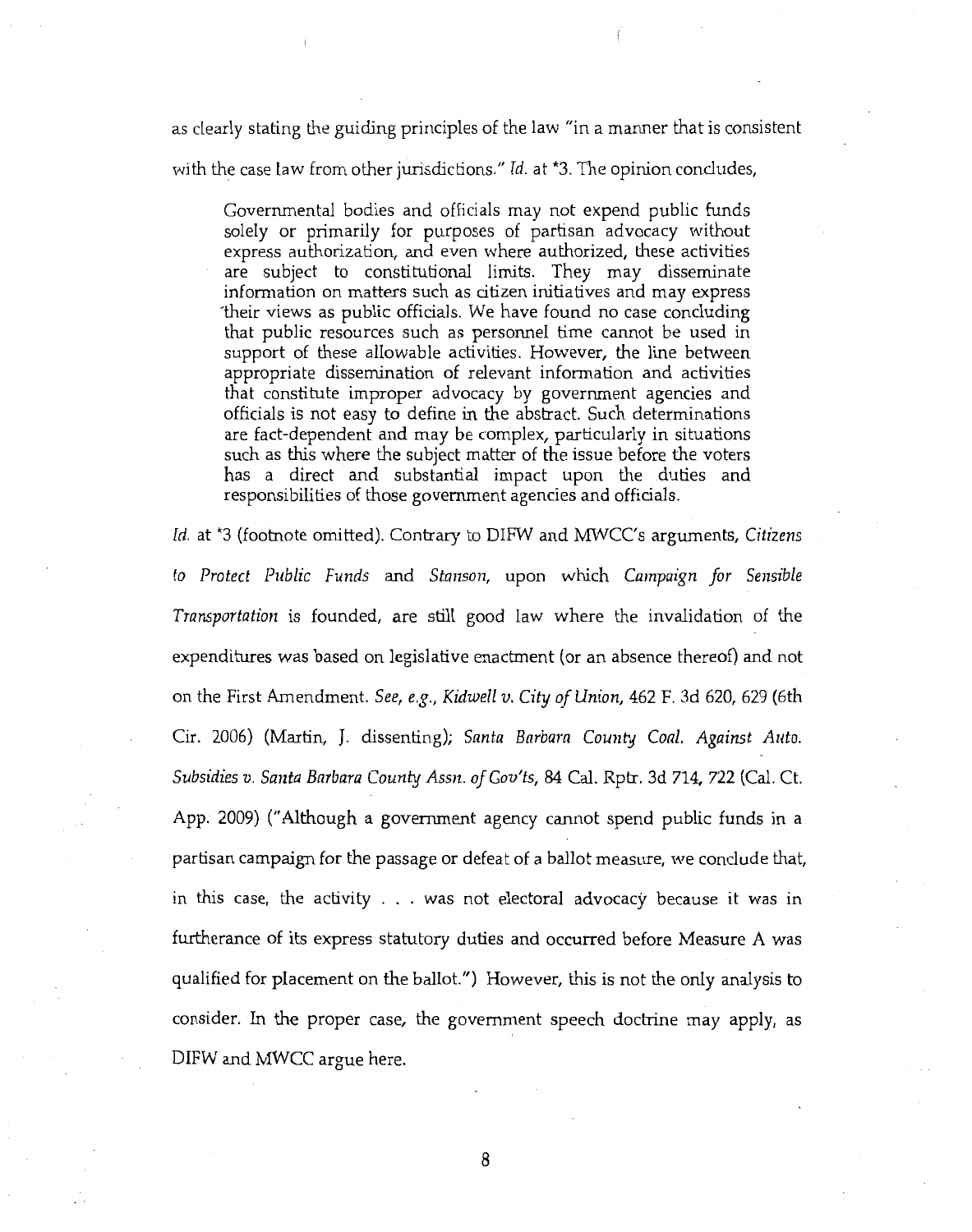as clearly stating the guiding principles of the law "in a manner that is consistent with the case law from other jurisdictions." *Id.* at *3. The opinion concludes,

> Governmental bodies and officials may not expend public funds solely or primarily for purposes of partisan advocacy without express authorization, and even where authorized, these activities are subject to constitutional limits. They may disseminate information on matters such as citizen initiatives and may express their views as public officials. We have found no case concluding that public resources such as personnel time cannot be used in support of these allowable activities. However, the line between appropriate dissemination of relevant information and activities that constitute improper advocacy by government agencies and officials is not easy to define in the abstract. Such determinations are fact-dependent and may be complex, particularly in situations such as this where the subject matter of the issue before the voters has a direct and substantial impact upon the duties and responsibilities of those government agencies and officials.

*Id.* at *3 (footnote omitted). Contrary to DIFW and MWCC's arguments, *Citizens to Protect Public Funds* and *Stanson,* upon which *Campaign for Sensible Transportation* is founded, are still good law where the invalidation of the expenditures was based on legislative enactment (or an absence thereof) and not on the First Amendment. *See, e.g., Kidwell v. City of Union,* 462 F. 3d 620, 629 (6th Cir. 2006) (Martin, J. dissenting); *Santa Barbara County Coal. Against Auto. Subsidies v. Santa Barbara County Assn. of Gov'ts,* 84 Cal. Rptr. 3d 714, 722 (Cal. Ct. App. 2009) ("Although a government agency cannot spend public funds in a partisan campaign for the passage or defeat of a ballot measure, we conclude that, in this case, the activity . . . was not electoral advocacy because it was in furtherance of its express statutory duties and occurred before Measure A was qualified for placement on the ballot.") However, this is not the only analysis to consider. In the proper case, the government speech doctrine may apply, as DIFW and MWCC argue here.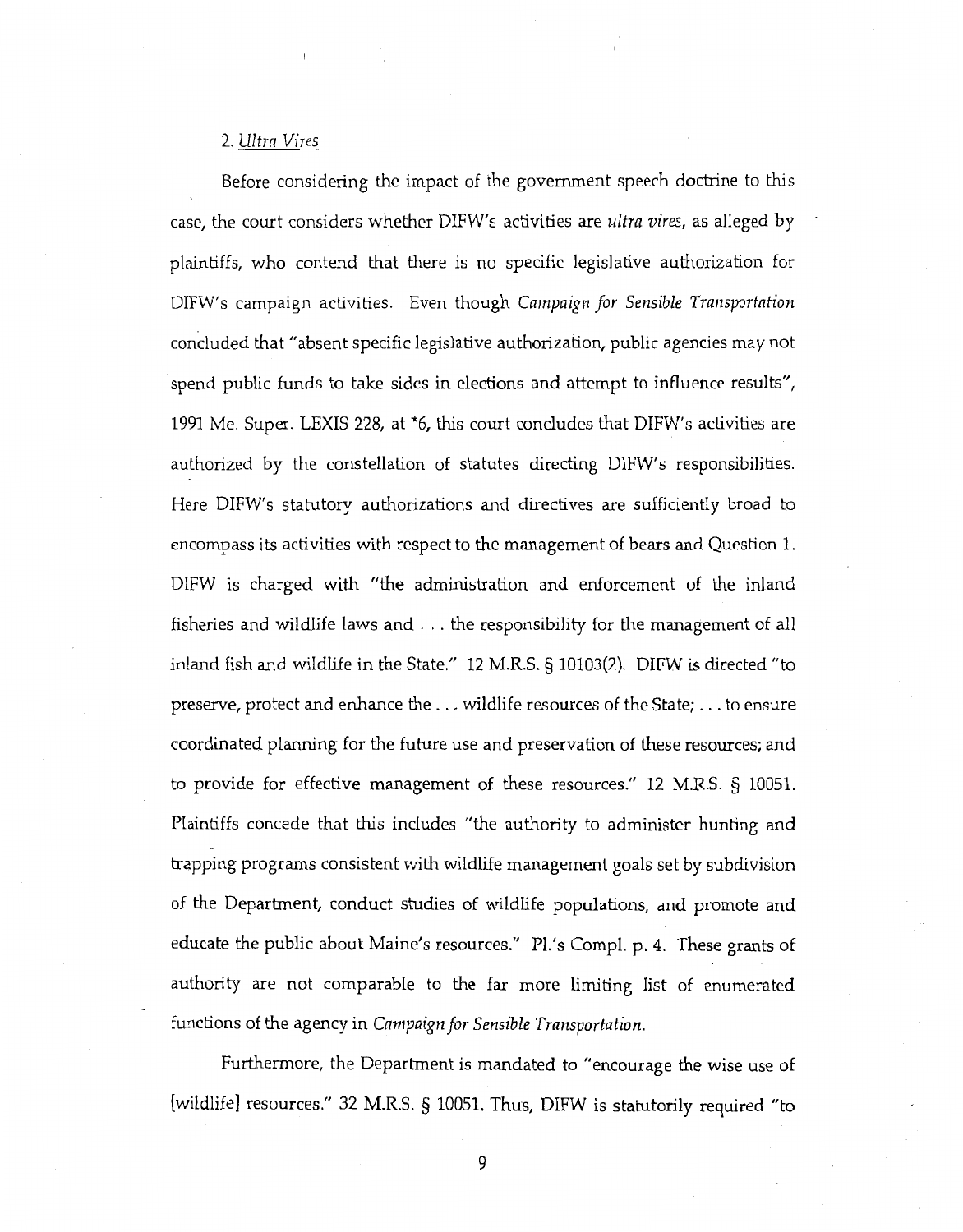2. *Ultra Vires*

Before considering the impact of the government speech doctrine to this case, the court considers whether DIFW's activities are *ultra vires*, as alleged by plaintiffs, who contend that there is no specific legislative authorization for DIFW's campaign activities. Even though *Campaign for Sensible Transportation* concluded that "absent specific legislative authorization, public agencies may not spend public funds to take sides in elections and attempt to influence results", 1991 Me. Super. LEXIS 228, at *6, this court concludes that DIFW's activities are authorized by the constellation of statutes directing DIFW's responsibilities. Here DIFW's statutory authorizations and directives are sufficiently broad to encompass its activities with respect to the management of bears and Question 1. DIFW is charged with "the administration and enforcement of the inland fisheries and wildlife laws and . . . the responsibility for the management of all inland fish and wildlife in the State." 12 M.R.S. § 10103(2). DIFW is directed "to preserve, protect and enhance the . . . wildlife resources of the State; . . . to ensure coordinated planning for the future use and preservation of these resources; and to provide for effective management of these resources." 12 M.R.S. § 10051. Plaintiffs concede that this includes "the authority to administer hunting and trapping programs consistent with wildlife management goals set by subdivision of the Department, conduct studies of wildlife populations, and promote and educate the public about Maine's resources." Pl.'s Compl. p. 4. These grants of authority are not comparable to the far more limiting list of enumerated functions of the agency in *Campaign for Sensible Transportation*.

Furthermore, the Department is mandated to "encourage the wise use of [wildlife] resources." 32 M.R.S. § 10051. Thus, DIFW is statutorily required "to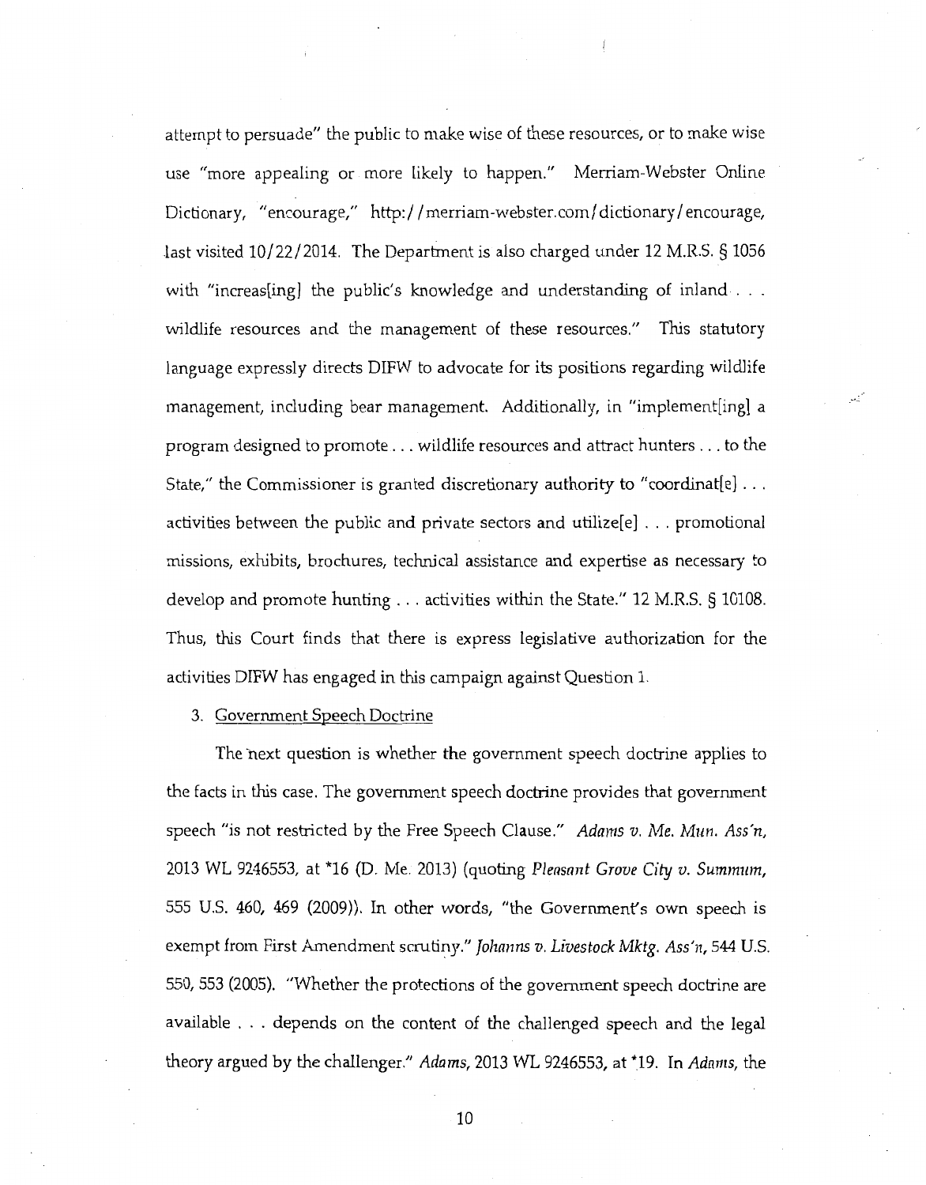attempt to persuade" the public to make wise of these resources, or to make wise use "more appealing or more likely to happen." Merriam-Webster Online Dictionary, "encourage," http://merriam-webster.com/dictionary/encourage, last visited 10/22/2014. The Department is also charged under 12 M.R.S. § 1056 with "increas[ing] the public's knowledge and understanding of inland . . . wildlife resources and the management of these resources." This statutory language expressly directs DIFW to advocate for its positions regarding wildlife management, including bear management. Additionally, in "implement[ing] a program designed to promote . . . wildlife resources and attract hunters . . . to the State," the Commissioner is granted discretionary authority to "coordinat[e] . . . activities between the public and private sectors and utilize[e] . . . promotional missions, exhibits, brochures, technical assistance and expertise as necessary to develop and promote hunting . . . activities within the State." 12 M.R.S. § 10108. Thus, this Court finds that there is express legislative authorization for the activities DIFW has engaged in this campaign against Question 1.

3. Government Speech Doctrine

The next question is whether the government speech doctrine applies to the facts in this case. The government speech doctrine provides that government speech "is not restricted by the Free Speech Clause." *Adams v. Me. Mun. Ass'n*, 2013 WL 9246553, at *16 (D. Me. 2013) (quoting *Pleasant Grove City v. Summum*, 555 U.S. 460, 469 (2009)). In other words, "the Government's own speech is exempt from First Amendment scrutiny." *Johanns v. Livestock Mktg. Ass'n*, 544 U.S. 550, 553 (2005). "Whether the protections of the government speech doctrine are available . . . depends on the content of the challenged speech and the legal theory argued by the challenger." *Adams*, 2013 WL 9246553, at *19. In *Adams*, the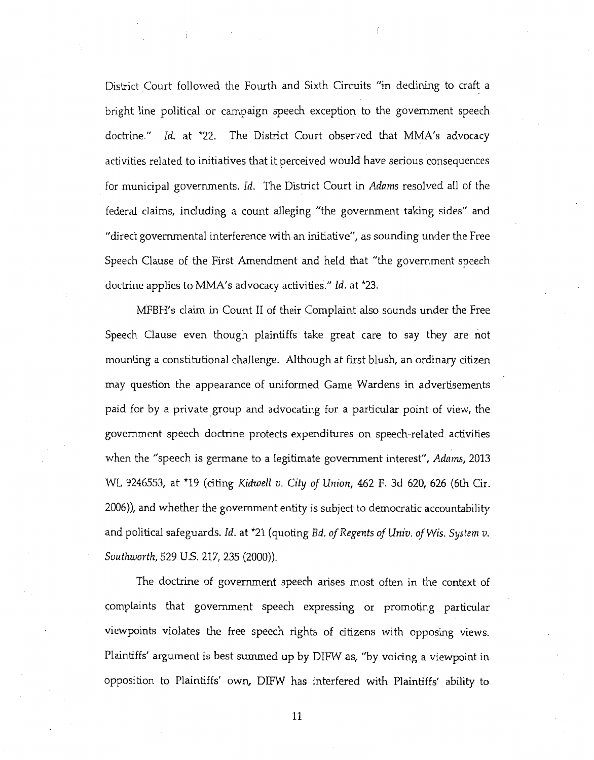District Court followed the Fourth and Sixth Circuits "in declining to craft a bright line political or campaign speech exception to the government speech doctrine." *Id.* at *22. The District Court observed that MMA's advocacy activities related to initiatives that it perceived would have serious consequences for municipal governments. *Id.* The District Court in *Adams* resolved all of the federal claims, including a count alleging "the government taking sides" and "direct governmental interference with an initiative", as sounding under the Free Speech Clause of the First Amendment and held that "the government speech doctrine applies to MMA's advocacy activities." *Id.* at *23.

MFBH's claim in Count II of their Complaint also sounds under the Free Speech Clause even though plaintiffs take great care to say they are not mounting a constitutional challenge. Although at first blush, an ordinary citizen may question the appearance of uniformed Game Wardens in advertisements paid for by a private group and advocating for a particular point of view, the government speech doctrine protects expenditures on speech-related activities when the "speech is germane to a legitimate government interest", *Adams*, 2013 WL 9246553, at *19 (citing *Kidwell v. City of Union*, 462 F. 3d 620, 626 (6th Cir. 2006)), and whether the government entity is subject to democratic accountability and political safeguards. *Id.* at *21 (quoting *Bd. of Regents of Univ. of Wis. System v. Southworth*, 529 U.S. 217, 235 (2000)).

The doctrine of government speech arises most often in the context of complaints that government speech expressing or promoting particular viewpoints violates the free speech rights of citizens with opposing views. Plaintiffs' argument is best summed up by DIFW as, "by voicing a viewpoint in opposition to Plaintiffs' own, DIFW has interfered with Plaintiffs' ability to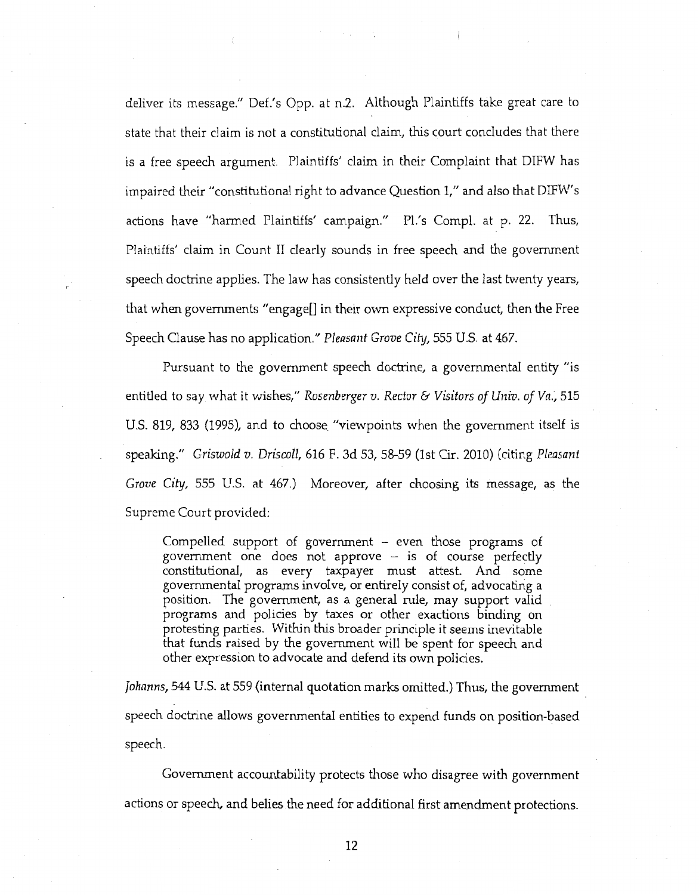deliver its message." Def.'s Opp. at n.2. Although Plaintiffs take great care to state that their claim is not a constitutional claim, this court concludes that there is a free speech argument. Plaintiffs' claim in their Complaint that DIFW has impaired their "constitutional right to advance Question 1," and also that DIFW's actions have "harmed Plaintiffs' campaign." Pl.'s Compl. at p. 22. Thus, Plaintiffs' claim in Count II clearly sounds in free speech and the government speech doctrine applies. The law has consistently held over the last twenty years, that when governments "engage[] in their own expressive conduct, then the Free Speech Clause has no application." *Pleasant Grove City*, 555 U.S. at 467.

Pursuant to the government speech doctrine, a governmental entity "is entitled to say what it wishes," *Rosenberger v. Rector & Visitors of Univ. of Va.*, 515 U.S. 819, 833 (1995), and to choose "viewpoints when the government itself is speaking." *Griswold v. Driscoll*, 616 F. 3d 53, 58-59 (1st Cir. 2010) (citing *Pleasant Grove City*, 555 U.S. at 467.) Moreover, after choosing its message, as the Supreme Court provided:

> Compelled support of government – even those programs of government one does not approve – is of course perfectly constitutional, as every taxpayer must attest. And some governmental programs involve, or entirely consist of, advocating a position. The government, as a general rule, may support valid programs and policies by taxes or other exactions binding on protesting parties. Within this broader principle it seems inevitable that funds raised by the government will be spent for speech and other expression to advocate and defend its own policies.

*Johanns*, 544 U.S. at 559 (internal quotation marks omitted.) Thus, the government speech doctrine allows governmental entities to expend funds on position-based speech.

Government accountability protects those who disagree with government actions or speech, and belies the need for additional first amendment protections.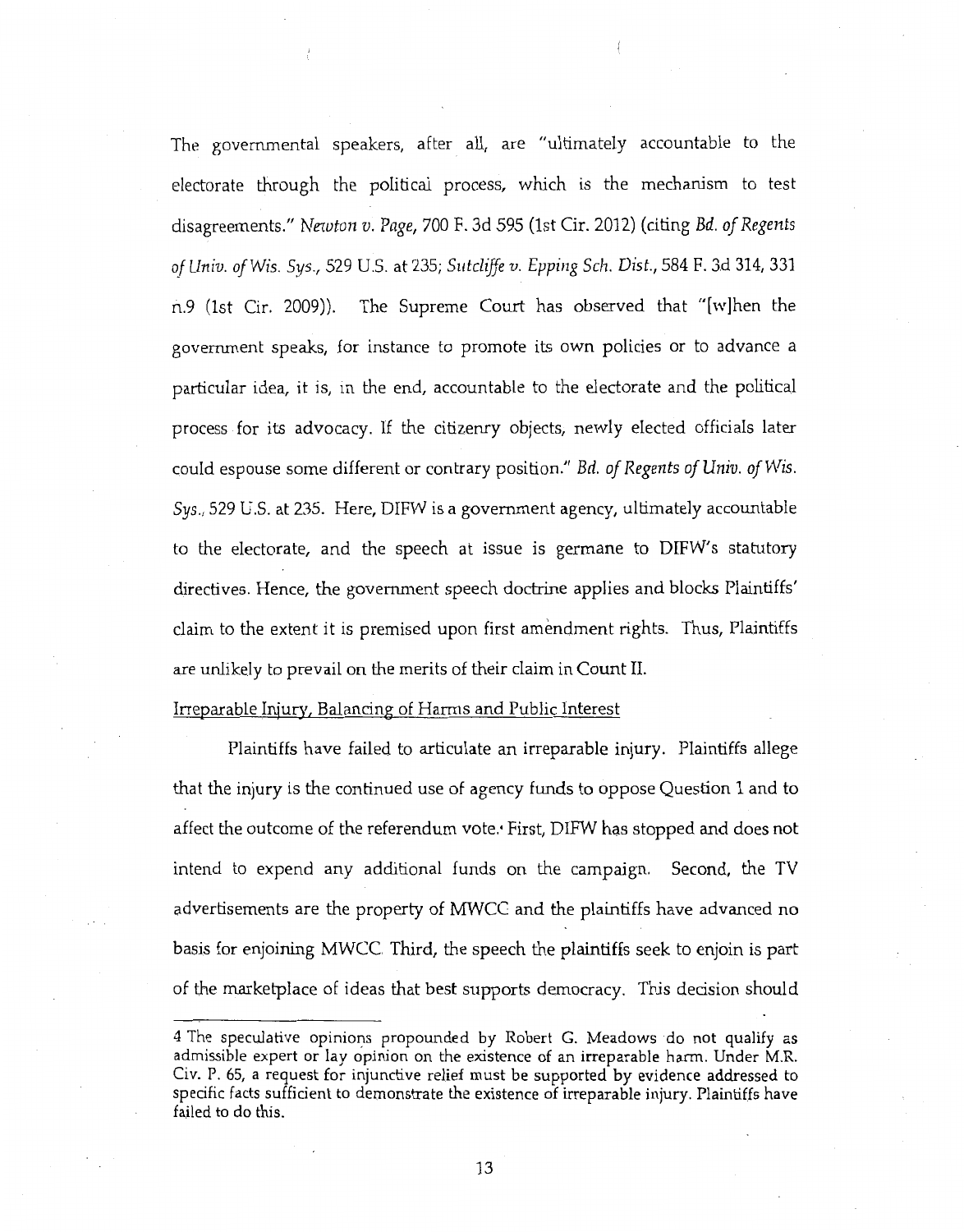The governmental speakers, after all, are "ultimately accountable to the electorate through the political process, which is the mechanism to test disagreements." *Newton v. Page*, 700 F. 3d 595 (1st Cir. 2012) (citing *Bd. of Regents of Univ. of Wis. Sys.*, 529 U.S. at 235; *Sutcliffe v. Epping Sch. Dist.*, 584 F. 3d 314, 331 n.9 (1st Cir. 2009)). The Supreme Court has observed that "[w]hen the government speaks, for instance to promote its own policies or to advance a particular idea, it is, in the end, accountable to the electorate and the political process for its advocacy. If the citizenry objects, newly elected officials later could espouse some different or contrary position." *Bd. of Regents of Univ. of Wis. Sys.*, 529 U.S. at 235. Here, DIFW is a government agency, ultimately accountable to the electorate, and the speech at issue is germane to DIFW's statutory directives. Hence, the government speech doctrine applies and blocks Plaintiffs' claim to the extent it is premised upon first amendment rights. Thus, Plaintiffs are unlikely to prevail on the merits of their claim in Count II.

Irreparable Injury, Balancing of Harms and Public Interest

Plaintiffs have failed to articulate an irreparable injury. Plaintiffs allege that the injury is the continued use of agency funds to oppose Question 1 and to affect the outcome of the referendum vote.[4] First, DIFW has stopped and does not intend to expend any additional funds on the campaign. Second, the TV advertisements are the property of MWCC and the plaintiffs have advanced no basis for enjoining MWCC. Third, the speech the plaintiffs seek to enjoin is part of the marketplace of ideas that best supports democracy. This decision should

---

4 The speculative opinions propounded by Robert G. Meadows do not qualify as admissible expert or lay opinion on the existence of an irreparable harm. Under M.R. Civ. P. 65, a request for injunctive relief must be supported by evidence addressed to specific facts sufficient to demonstrate the existence of irreparable injury. Plaintiffs have failed to do this.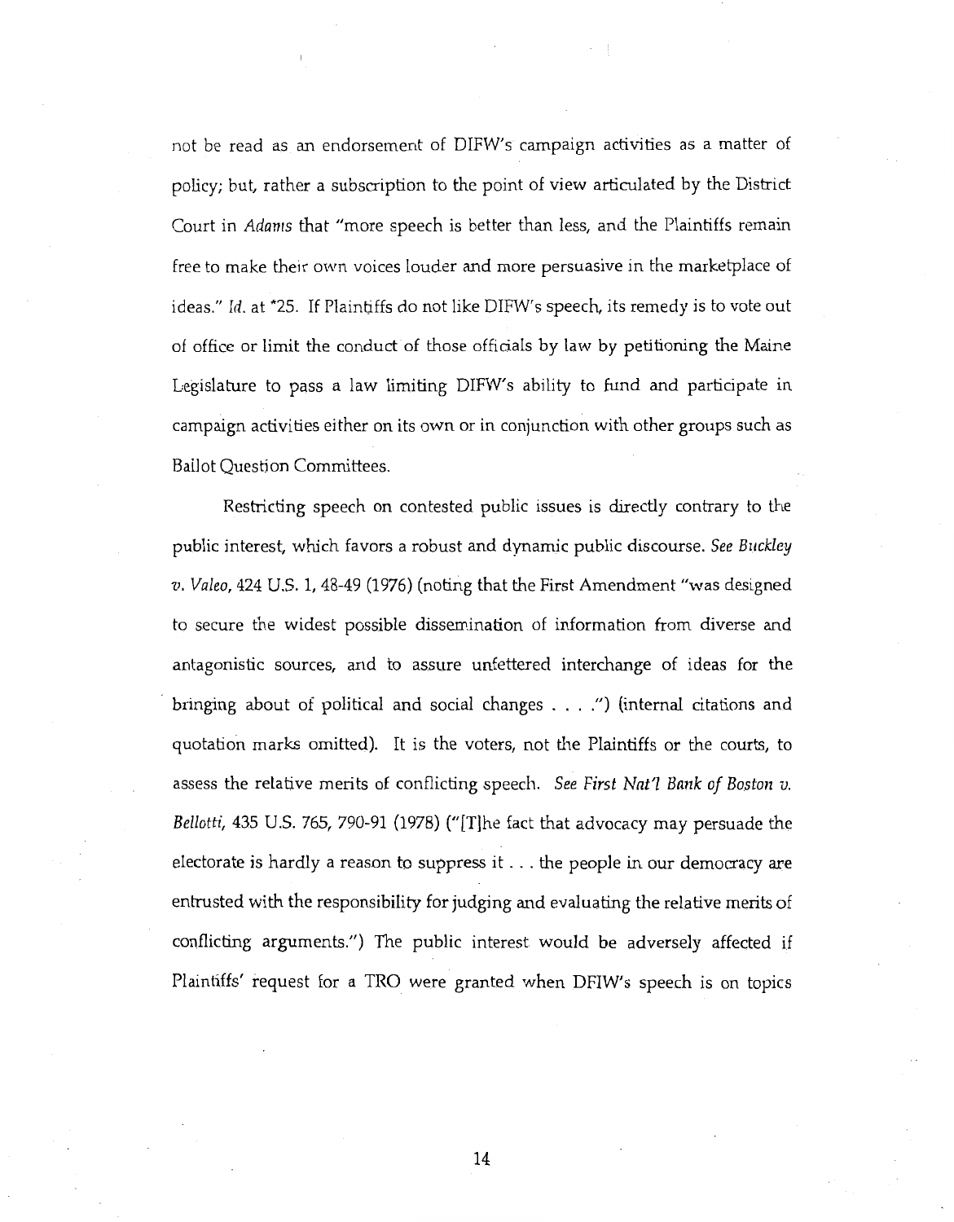not be read as an endorsement of DIFW's campaign activities as a matter of policy; but, rather a subscription to the point of view articulated by the District Court in *Adams* that "more speech is better than less, and the Plaintiffs remain free to make their own voices louder and more persuasive in the marketplace of ideas." *Id.* at *25. If Plaintiffs do not like DIFW's speech, its remedy is to vote out of office or limit the conduct of those officials by law by petitioning the Maine Legislature to pass a law limiting DIFW's ability to fund and participate in campaign activities either on its own or in conjunction with other groups such as Ballot Question Committees.

Restricting speech on contested public issues is directly contrary to the public interest, which favors a robust and dynamic public discourse. *See Buckley v. Valeo*, 424 U.S. 1, 48-49 (1976) (noting that the First Amendment "was designed to secure the widest possible dissemination of information from diverse and antagonistic sources, and to assure unfettered interchange of ideas for the bringing about of political and social changes . . . .") (internal citations and quotation marks omitted). It is the voters, not the Plaintiffs or the courts, to assess the relative merits of conflicting speech. *See First Nat'l Bank of Boston v. Bellotti*, 435 U.S. 765, 790-91 (1978) ("[T]he fact that advocacy may persuade the electorate is hardly a reason to suppress it . . . the people in our democracy are entrusted with the responsibility for judging and evaluating the relative merits of conflicting arguments.") The public interest would be adversely affected if Plaintiffs' request for a TRO were granted when DFIW's speech is on topics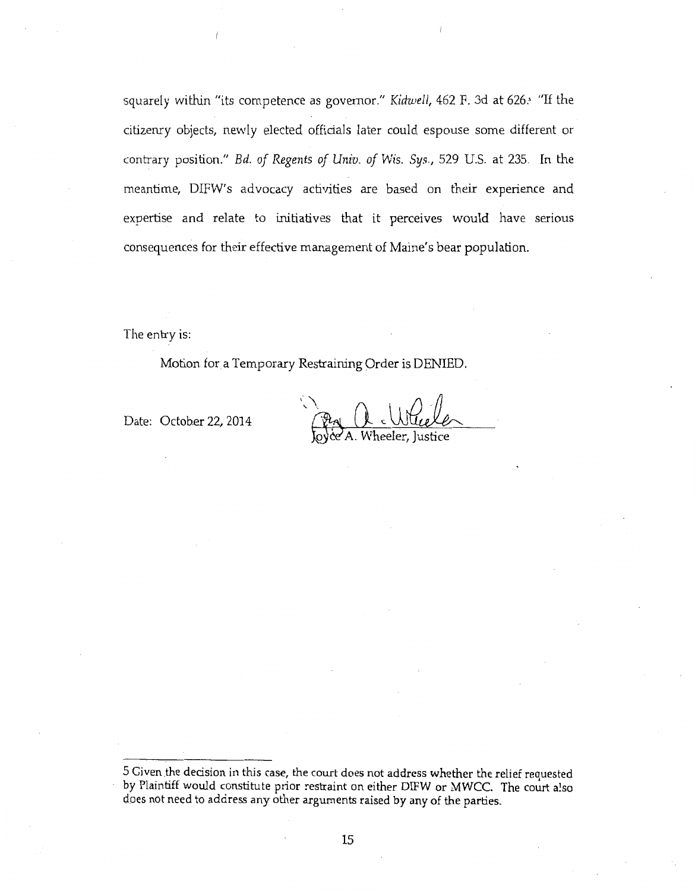squarely within "its competence as governor." *Kidwell*, 462 F. 3d at 626.[5] "If the citizenry objects, newly elected officials later could espouse some different or contrary position." *Bd. of Regents of Univ. of Wis. Sys.*, 529 U.S. at 235. In the meantime, DIFW's advocacy activities are based on their experience and expertise and relate to initiatives that it perceives would have serious consequences for their effective management of Maine's bear population.

The entry is:

Motion for a Temporary Restraining Order is DENIED.

Date: October 22, 2014

Joyce A. Wheeler, Justice

---

5 Given the decision in this case, the court does not address whether the relief requested by Plaintiff would constitute prior restraint on either DIFW or MWCC. The court also does not need to address any other arguments raised by any of the parties.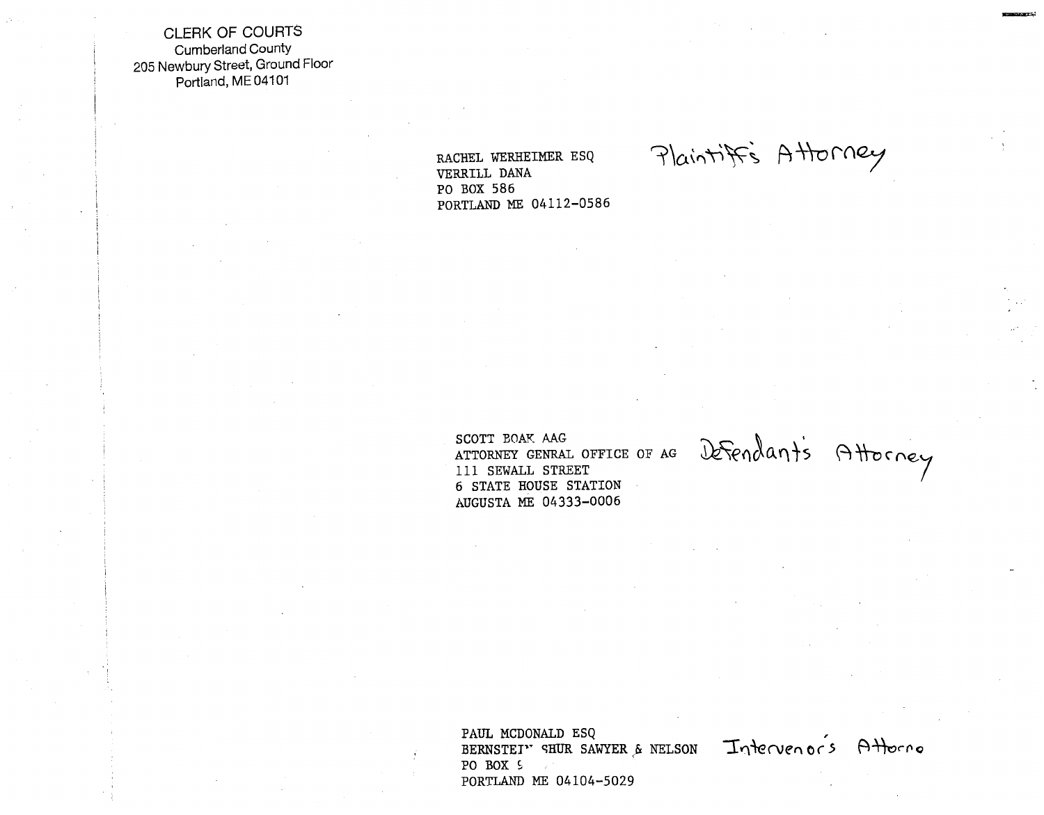CLERK OF COURTS
Cumberland County
205 Newbury Street, Ground Floor
Portland, ME 04101

RACHEL WERHEIMER ESQ
VERRILL DANA
PO BOX 586
PORTLAND ME 04112-0586

Plaintiff's Attorney

SCOTT BOAK AAG
ATTORNEY GENRAL OFFICE OF AG
111 SEWALL STREET
6 STATE HOUSE STATION
AUGUSTA ME 04333-0006

Defendant's Attorney

PAUL MCDONALD ESQ
BERNSTEI" SHUR SAWYER & NELSON
PO BOX 9
PORTLAND ME 04104-5029

Intervenor's Attorno